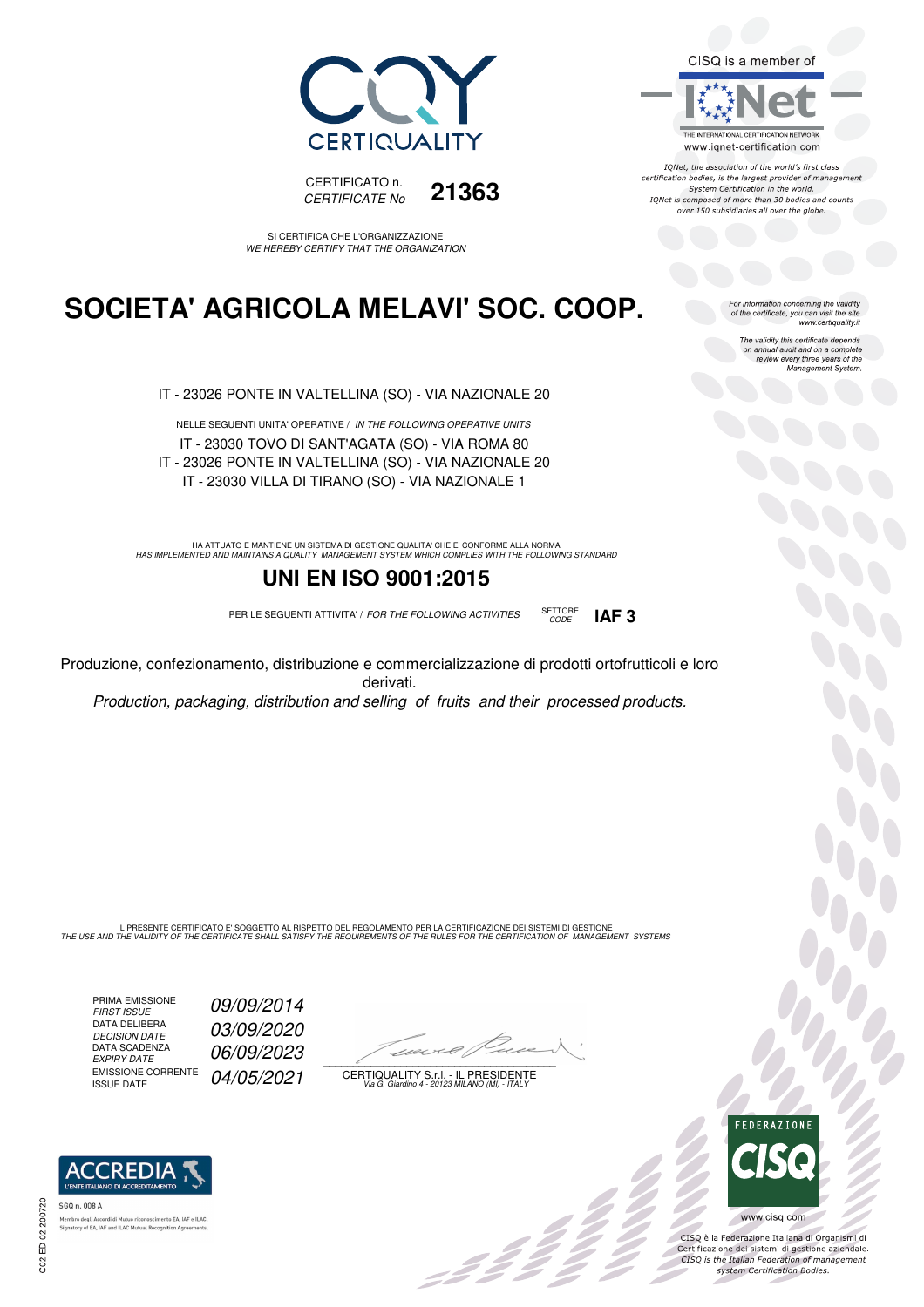CERTIQUALITY

CERTIFICATO n. **21363**
*CERTIFICATE No*

CISQ is a member of

IQNet

THE INTERNATIONAL CERTIFICATION NETWORK
www.iqnet-certification.com

*IQNet, the association of the world's first class certification bodies, is the largest provider of management System Certification in the world. IQNet is composed of more than 30 bodies and counts over 150 subsidiaries all over the globe.*

SI CERTIFICA CHE L'ORGANIZZAZIONE
*WE HEREBY CERTIFY THAT THE ORGANIZATION*

# SOCIETA' AGRICOLA MELAVI' SOC. COOP.

*For information concerning the validity of the certificate, you can visit the site www.certiquality.it*

*The validity this certificate depends on annual audit and on a complete review every three years of the Management System.*

IT - 23026 PONTE IN VALTELLINA (SO) - VIA NAZIONALE 20

NELLE SEGUENTI UNITA' OPERATIVE / *IN THE FOLLOWING OPERATIVE UNITS*

IT - 23030 TOVO DI SANT'AGATA (SO) - VIA ROMA 80
IT - 23026 PONTE IN VALTELLINA (SO) - VIA NAZIONALE 20
IT - 23030 VILLA DI TIRANO (SO) - VIA NAZIONALE 1

HA ATTUATO E MANTIENE UN SISTEMA DI GESTIONE QUALITA' CHE E' CONFORME ALLA NORMA
*HAS IMPLEMENTED AND MAINTAINS A QUALITY MANAGEMENT SYSTEM WHICH COMPLIES WITH THE FOLLOWING STANDARD*

## UNI EN ISO 9001:2015

PER LE SEGUENTI ATTIVITA' / *FOR THE FOLLOWING ACTIVITIES* SETTORE *CODE* **IAF 3**

Produzione, confezionamento, distribuzione e commercializzazione di prodotti ortofrutticoli e loro derivati.

*Production, packaging, distribution and selling of fruits and their processed products.*

IL PRESENTE CERTIFICATO E' SOGGETTO AL RISPETTO DEL REGOLAMENTO PER LA CERTIFICAZIONE DEI SISTEMI DI GESTIONE
*THE USE AND THE VALIDITY OF THE CERTIFICATE SHALL SATISFY THE REQUIREMENTS OF THE RULES FOR THE CERTIFICATION OF MANAGEMENT SYSTEMS*

| | |
|---|---|
| PRIMA EMISSIONE *FIRST ISSUE* | *09/09/2014* |
| DATA DELIBERA *DECISION DATE* | *03/09/2020* |
| DATA SCADENZA *EXPIRY DATE* | *06/09/2023* |
| EMISSIONE CORRENTE *ISSUE DATE* | *04/05/2021* |

CERTIQUALITY S.r.l. - IL PRESIDENTE
*Via G. Giardino 4 - 20123 MILANO (MI) - ITALY*

ACCREDIA
L'ENTE ITALIANO DI ACCREDITAMENTO

SGQ n. 008 A

Membro degli Accordi di Mutuo riconoscimento EA, IAF e ILAC.
Signatory of EA, IAF and ILAC Mutual Recognition Agreements.

FEDERAZIONE CISQ

www.cisq.com

CISQ è la Federazione Italiana di Organismi di Certificazione dei sistemi di gestione aziendale.
*CISQ is the Italian Federation of management system Certification Bodies.*

C02 ED 02 200720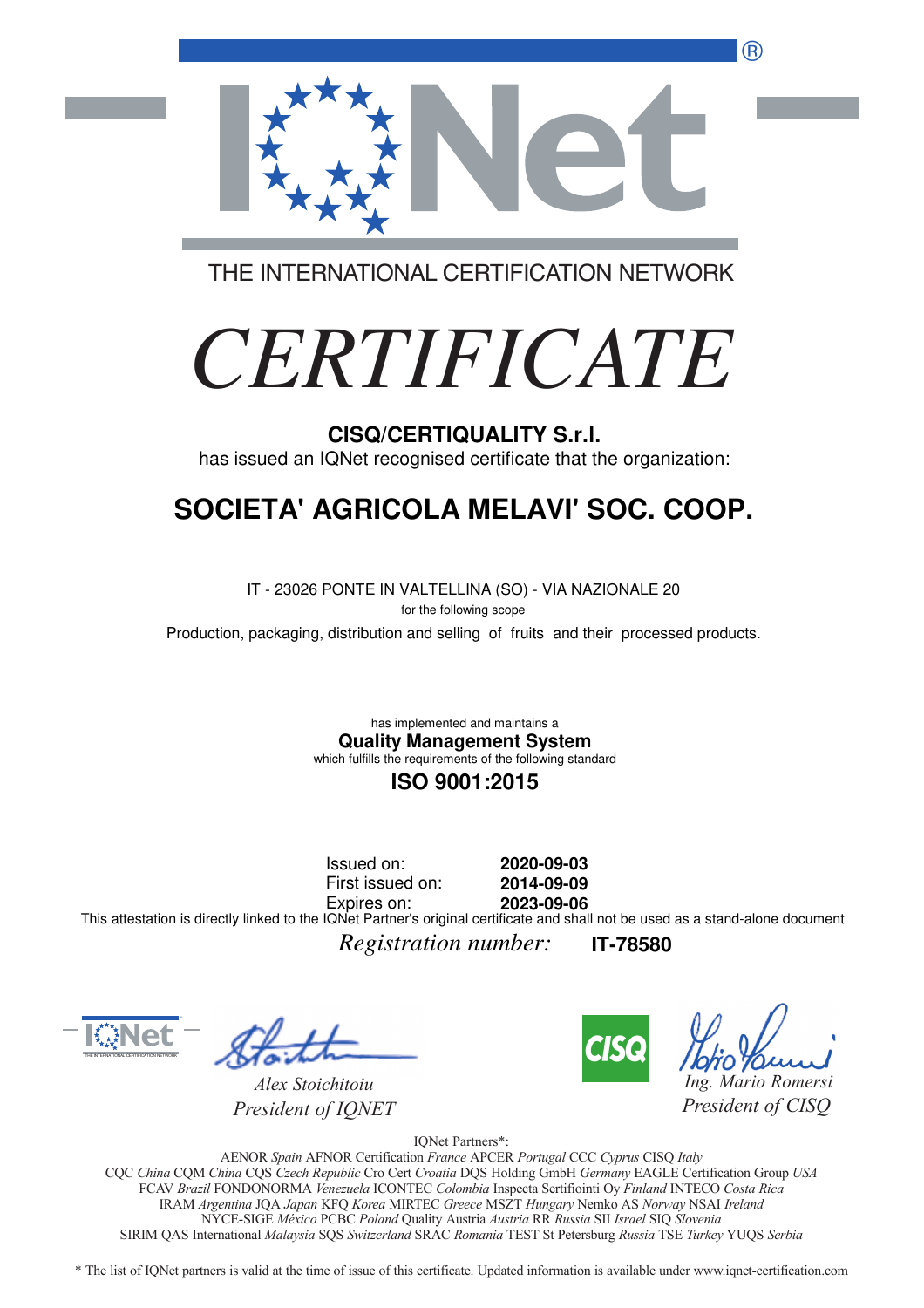IQNet®

THE INTERNATIONAL CERTIFICATION NETWORK

# *CERTIFICATE*

**CISQ/CERTIQUALITY S.r.l.**

has issued an IQNet recognised certificate that the organization:

## SOCIETA' AGRICOLA MELAVI' SOC. COOP.

IT - 23026 PONTE IN VALTELLINA (SO) - VIA NAZIONALE 20

for the following scope

Production, packaging, distribution and selling of fruits and their processed products.

has implemented and maintains a

**Quality Management System**

which fulfills the requirements of the following standard

**ISO 9001:2015**

Issued on: **2020-09-03**

First issued on: **2014-09-09**

Expires on: **2023-09-06**

This attestation is directly linked to the IQNet Partner's original certificate and shall not be used as a stand-alone document

*Registration number:* **IT-78580**

*Alex Stoichitoiu*
*President of IQNET*

CISQ

*Ing. Mario Romersi*
*President of CISQ*

IQNet Partners*:

AENOR *Spain* AFNOR Certification *France* APCER *Portugal* CCC *Cyprus* CISQ *Italy*
CQC *China* CQM *China* CQS *Czech Republic* Cro Cert *Croatia* DQS Holding GmbH *Germany* EAGLE Certification Group *USA*
FCAV *Brazil* FONDONORMA *Venezuela* ICONTEC *Colombia* Inspecta Sertifiointi Oy *Finland* INTECO *Costa Rica*
IRAM *Argentina* JQA *Japan* KFQ *Korea* MIRTEC *Greece* MSZT *Hungary* Nemko AS *Norway* NSAI *Ireland*
NYCE-SIGE *México* PCBC *Poland* Quality Austria *Austria* RR *Russia* SII *Israel* SIQ *Slovenia*
SIRIM QAS International *Malaysia* SQS *Switzerland* SRAC *Romania* TEST St Petersburg *Russia* TSE *Turkey* YUQS *Serbia*

* The list of IQNet partners is valid at the time of issue of this certificate. Updated information is available under www.iqnet-certification.com